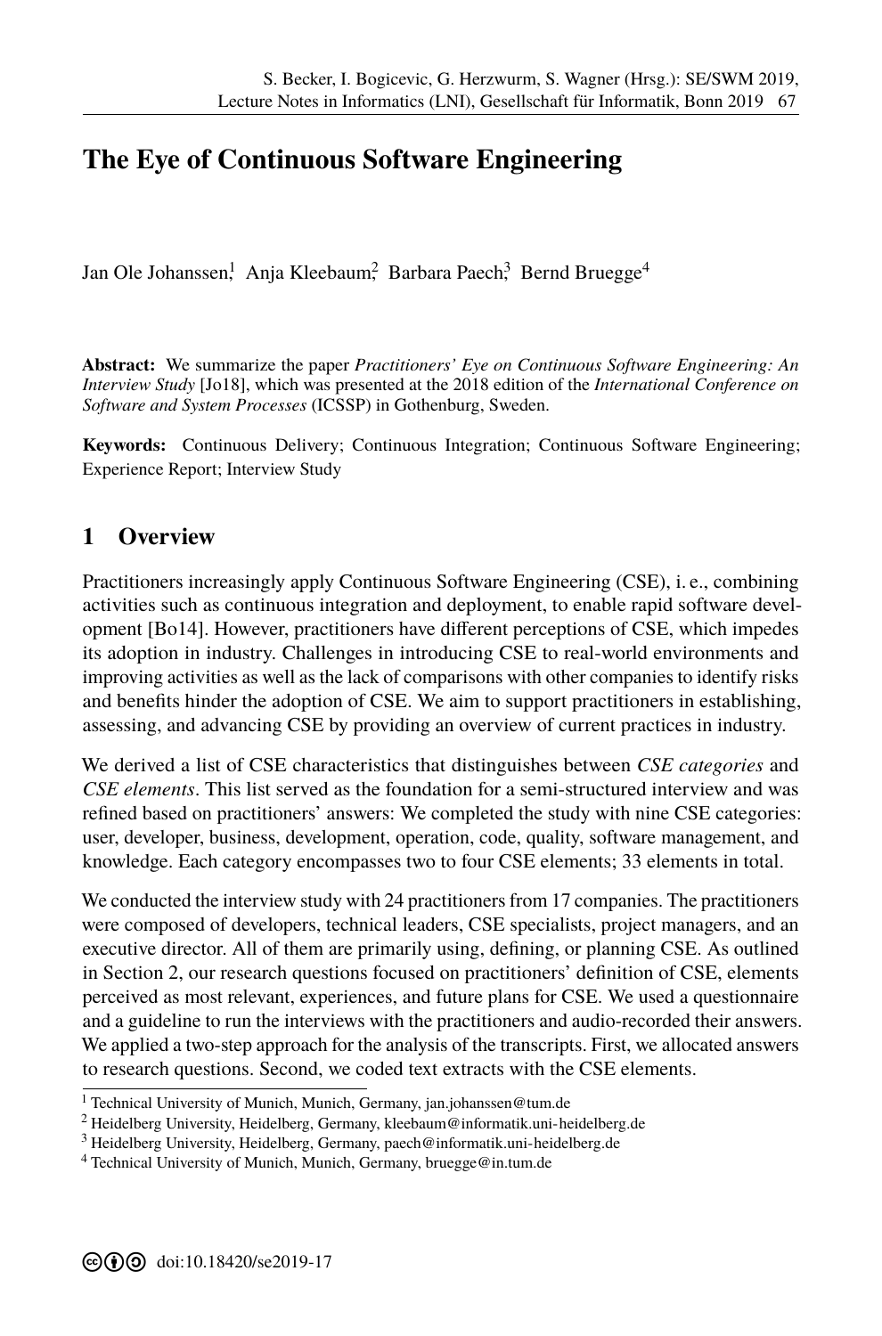# The Eye of Continuous Software Engineering

Jan Ole Johanssen[1], Anja Kleebaum[2], Barbara Paech[3], Bernd Bruegge[4]

**Abstract:** We summarize the paper *Practitioners' Eye on Continuous Software Engineering: An Interview Study* [Jo18], which was presented at the 2018 edition of the *International Conference on Software and System Processes* (ICSSP) in Gothenburg, Sweden.

**Keywords:** Continuous Delivery; Continuous Integration; Continuous Software Engineering; Experience Report; Interview Study

## 1 Overview

Practitioners increasingly apply Continuous Software Engineering (CSE), i. e., combining activities such as continuous integration and deployment, to enable rapid software development [Bo14]. However, practitioners have different perceptions of CSE, which impedes its adoption in industry. Challenges in introducing CSE to real-world environments and improving activities as well as the lack of comparisons with other companies to identify risks and benefits hinder the adoption of CSE. We aim to support practitioners in establishing, assessing, and advancing CSE by providing an overview of current practices in industry.

We derived a list of CSE characteristics that distinguishes between *CSE categories* and *CSE elements*. This list served as the foundation for a semi-structured interview and was refined based on practitioners' answers: We completed the study with nine CSE categories: user, developer, business, development, operation, code, quality, software management, and knowledge. Each category encompasses two to four CSE elements; 33 elements in total.

We conducted the interview study with 24 practitioners from 17 companies. The practitioners were composed of developers, technical leaders, CSE specialists, project managers, and an executive director. All of them are primarily using, defining, or planning CSE. As outlined in Section 2, our research questions focused on practitioners' definition of CSE, elements perceived as most relevant, experiences, and future plans for CSE. We used a questionnaire and a guideline to run the interviews with the practitioners and audio-recorded their answers. We applied a two-step approach for the analysis of the transcripts. First, we allocated answers to research questions. Second, we coded text extracts with the CSE elements.

[1] Technical University of Munich, Munich, Germany, jan.johanssen@tum.de

[2] Heidelberg University, Heidelberg, Germany, kleebaum@informatik.uni-heidelberg.de

[3] Heidelberg University, Heidelberg, Germany, paech@informatik.uni-heidelberg.de

[4] Technical University of Munich, Munich, Germany, bruegge@in.tum.de

doi:10.18420/se2019-17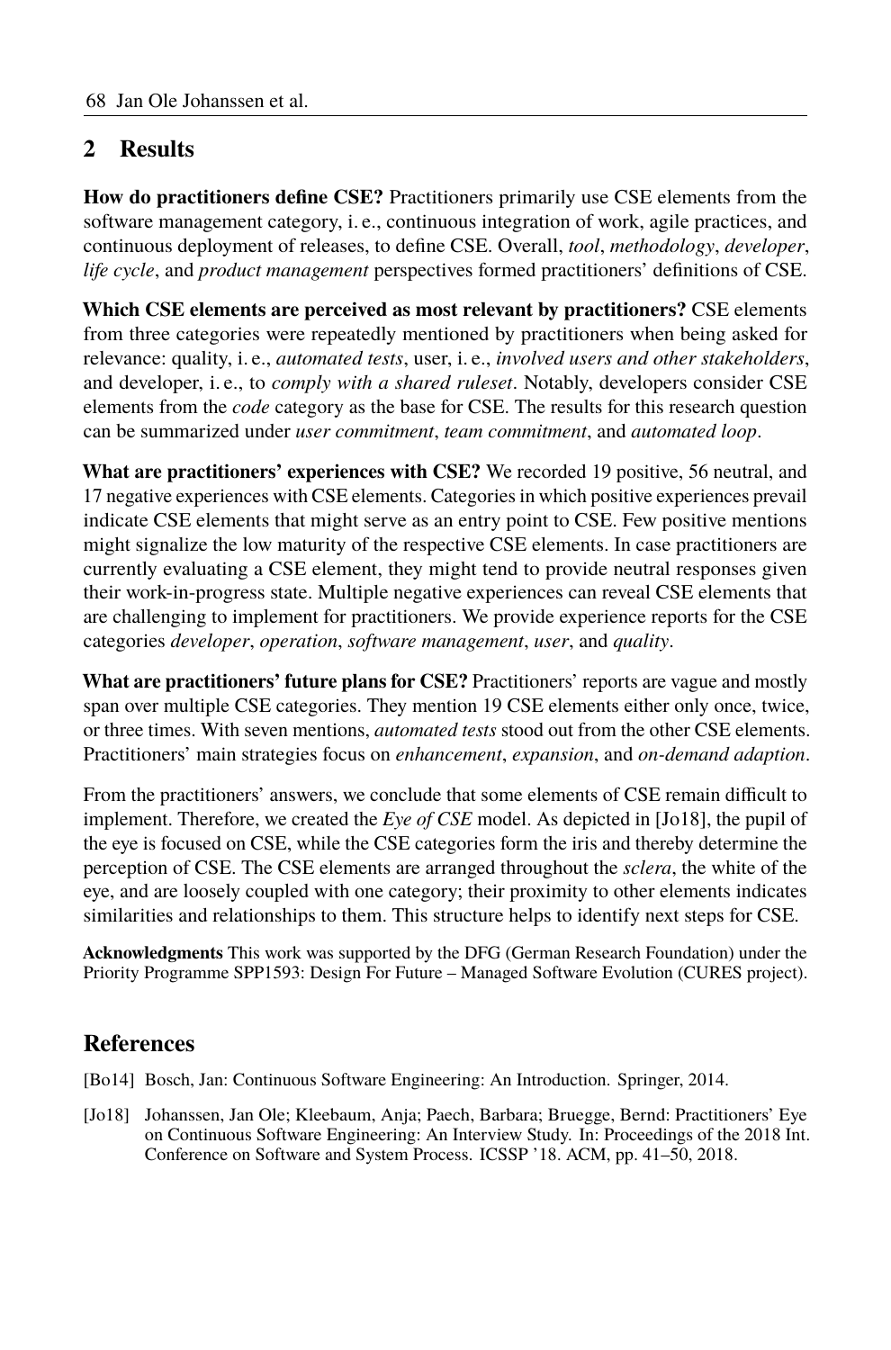## 2 Results

**How do practitioners define CSE?** Practitioners primarily use CSE elements from the software management category, i. e., continuous integration of work, agile practices, and continuous deployment of releases, to define CSE. Overall, *tool*, *methodology*, *developer*, *life cycle*, and *product management* perspectives formed practitioners' definitions of CSE.

**Which CSE elements are perceived as most relevant by practitioners?** CSE elements from three categories were repeatedly mentioned by practitioners when being asked for relevance: quality, i. e., *automated tests*, user, i. e., *involved users and other stakeholders*, and developer, i. e., to *comply with a shared ruleset*. Notably, developers consider CSE elements from the *code* category as the base for CSE. The results for this research question can be summarized under *user commitment*, *team commitment*, and *automated loop*.

**What are practitioners' experiences with CSE?** We recorded 19 positive, 56 neutral, and 17 negative experiences with CSE elements. Categories in which positive experiences prevail indicate CSE elements that might serve as an entry point to CSE. Few positive mentions might signalize the low maturity of the respective CSE elements. In case practitioners are currently evaluating a CSE element, they might tend to provide neutral responses given their work-in-progress state. Multiple negative experiences can reveal CSE elements that are challenging to implement for practitioners. We provide experience reports for the CSE categories *developer*, *operation*, *software management*, *user*, and *quality*.

**What are practitioners' future plans for CSE?** Practitioners' reports are vague and mostly span over multiple CSE categories. They mention 19 CSE elements either only once, twice, or three times. With seven mentions, *automated tests* stood out from the other CSE elements. Practitioners' main strategies focus on *enhancement*, *expansion*, and *on-demand adaption*.

From the practitioners' answers, we conclude that some elements of CSE remain difficult to implement. Therefore, we created the *Eye of CSE* model. As depicted in [Jo18], the pupil of the eye is focused on CSE, while the CSE categories form the iris and thereby determine the perception of CSE. The CSE elements are arranged throughout the *sclera*, the white of the eye, and are loosely coupled with one category; their proximity to other elements indicates similarities and relationships to them. This structure helps to identify next steps for CSE.

**Acknowledgments** This work was supported by the DFG (German Research Foundation) under the Priority Programme SPP1593: Design For Future – Managed Software Evolution (CURES project).

## References

[Bo14] Bosch, Jan: Continuous Software Engineering: An Introduction. Springer, 2014.

[Jo18] Johanssen, Jan Ole; Kleebaum, Anja; Paech, Barbara; Bruegge, Bernd: Practitioners' Eye on Continuous Software Engineering: An Interview Study. In: Proceedings of the 2018 Int. Conference on Software and System Process. ICSSP '18. ACM, pp. 41–50, 2018.